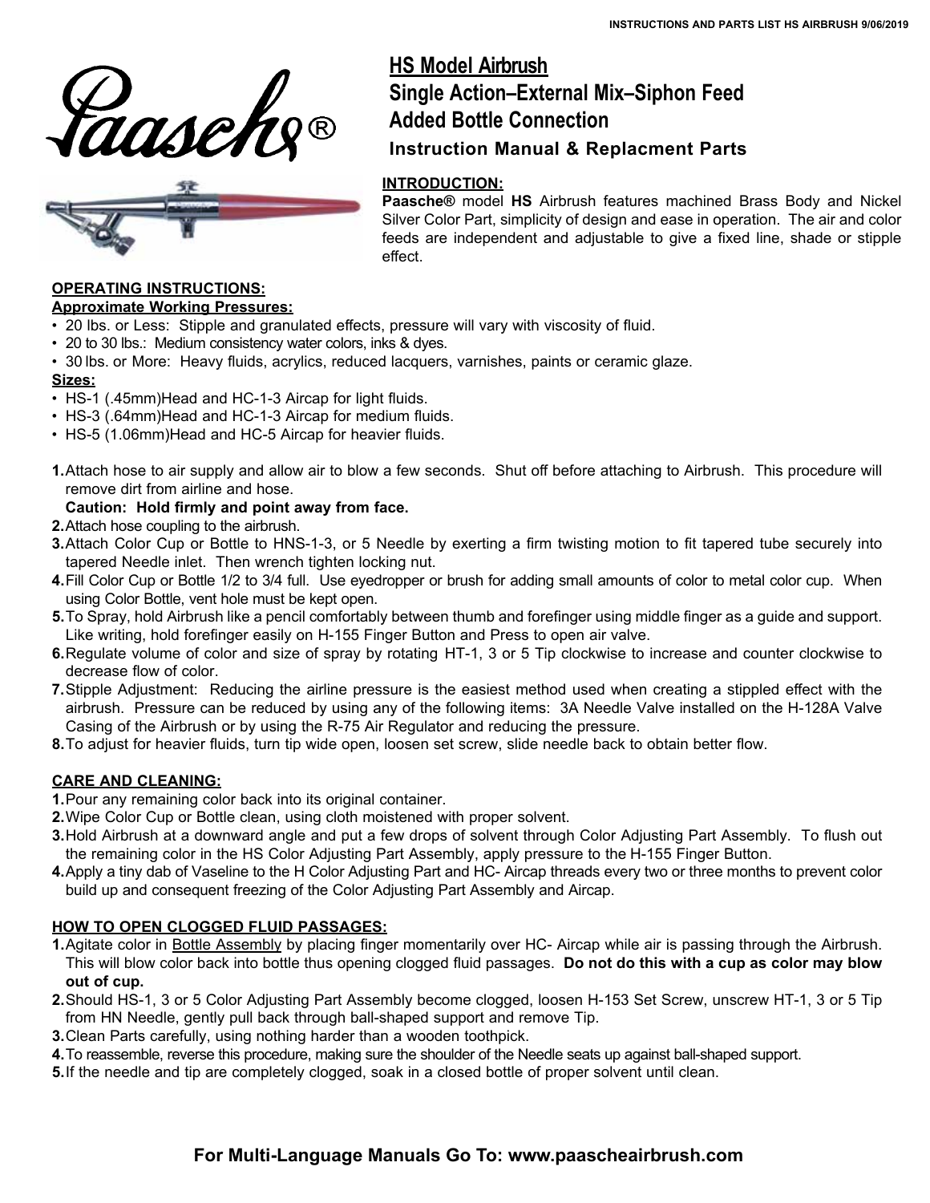# HS Model Airbrush

## Single Action–External Mix–Siphon Feed

## Added Bottle Connection

### Instruction Manual & Replacment Parts

**INTRODUCTION:**

**Paasche®** model **HS** Airbrush features machined Brass Body and Nickel Silver Color Part, simplicity of design and ease in operation. The air and color feeds are independent and adjustable to give a fixed line, shade or stipple effect.

**OPERATING INSTRUCTIONS:**

**Approximate Working Pressures:**

- 20 lbs. or Less: Stipple and granulated effects, pressure will vary with viscosity of fluid.
- 20 to 30 lbs.: Medium consistency water colors, inks & dyes.
- 30 lbs. or More: Heavy fluids, acrylics, reduced lacquers, varnishes, paints or ceramic glaze.

**Sizes:**

- HS-1 (.45mm)Head and HC-1-3 Aircap for light fluids.
- HS-3 (.64mm)Head and HC-1-3 Aircap for medium fluids.
- HS-5 (1.06mm)Head and HC-5 Aircap for heavier fluids.

**1.** Attach hose to air supply and allow air to blow a few seconds. Shut off before attaching to Airbrush. This procedure will remove dirt from airline and hose.
**Caution: Hold firmly and point away from face.**

**2.** Attach hose coupling to the airbrush.

**3.** Attach Color Cup or Bottle to HNS-1-3, or 5 Needle by exerting a firm twisting motion to fit tapered tube securely into tapered Needle inlet. Then wrench tighten locking nut.

**4.** Fill Color Cup or Bottle 1/2 to 3/4 full. Use eyedropper or brush for adding small amounts of color to metal color cup. When using Color Bottle, vent hole must be kept open.

**5.** To Spray, hold Airbrush like a pencil comfortably between thumb and forefinger using middle finger as a guide and support. Like writing, hold forefinger easily on H-155 Finger Button and Press to open air valve.

**6.** Regulate volume of color and size of spray by rotating HT-1, 3 or 5 Tip clockwise to increase and counter clockwise to decrease flow of color.

**7.** Stipple Adjustment: Reducing the airline pressure is the easiest method used when creating a stippled effect with the airbrush. Pressure can be reduced by using any of the following items: 3A Needle Valve installed on the H-128A Valve Casing of the Airbrush or by using the R-75 Air Regulator and reducing the pressure.

**8.** To adjust for heavier fluids, turn tip wide open, loosen set screw, slide needle back to obtain better flow.

**CARE AND CLEANING:**

**1.** Pour any remaining color back into its original container.

**2.** Wipe Color Cup or Bottle clean, using cloth moistened with proper solvent.

**3.** Hold Airbrush at a downward angle and put a few drops of solvent through Color Adjusting Part Assembly. To flush out the remaining color in the HS Color Adjusting Part Assembly, apply pressure to the H-155 Finger Button.

**4.** Apply a tiny dab of Vaseline to the H Color Adjusting Part and HC- Aircap threads every two or three months to prevent color build up and consequent freezing of the Color Adjusting Part Assembly and Aircap.

**HOW TO OPEN CLOGGED FLUID PASSAGES:**

**1.** Agitate color in Bottle Assembly by placing finger momentarily over HC- Aircap while air is passing through the Airbrush. This will blow color back into bottle thus opening clogged fluid passages. **Do not do this with a cup as color may blow out of cup.**

**2.** Should HS-1, 3 or 5 Color Adjusting Part Assembly become clogged, loosen H-153 Set Screw, unscrew HT-1, 3 or 5 Tip from HN Needle, gently pull back through ball-shaped support and remove Tip.

**3.** Clean Parts carefully, using nothing harder than a wooden toothpick.

**4.** To reassemble, reverse this procedure, making sure the shoulder of the Needle seats up against ball-shaped support.

**5.** If the needle and tip are completely clogged, soak in a closed bottle of proper solvent until clean.

**For Multi-Language Manuals Go To: www.paascheairbrush.com**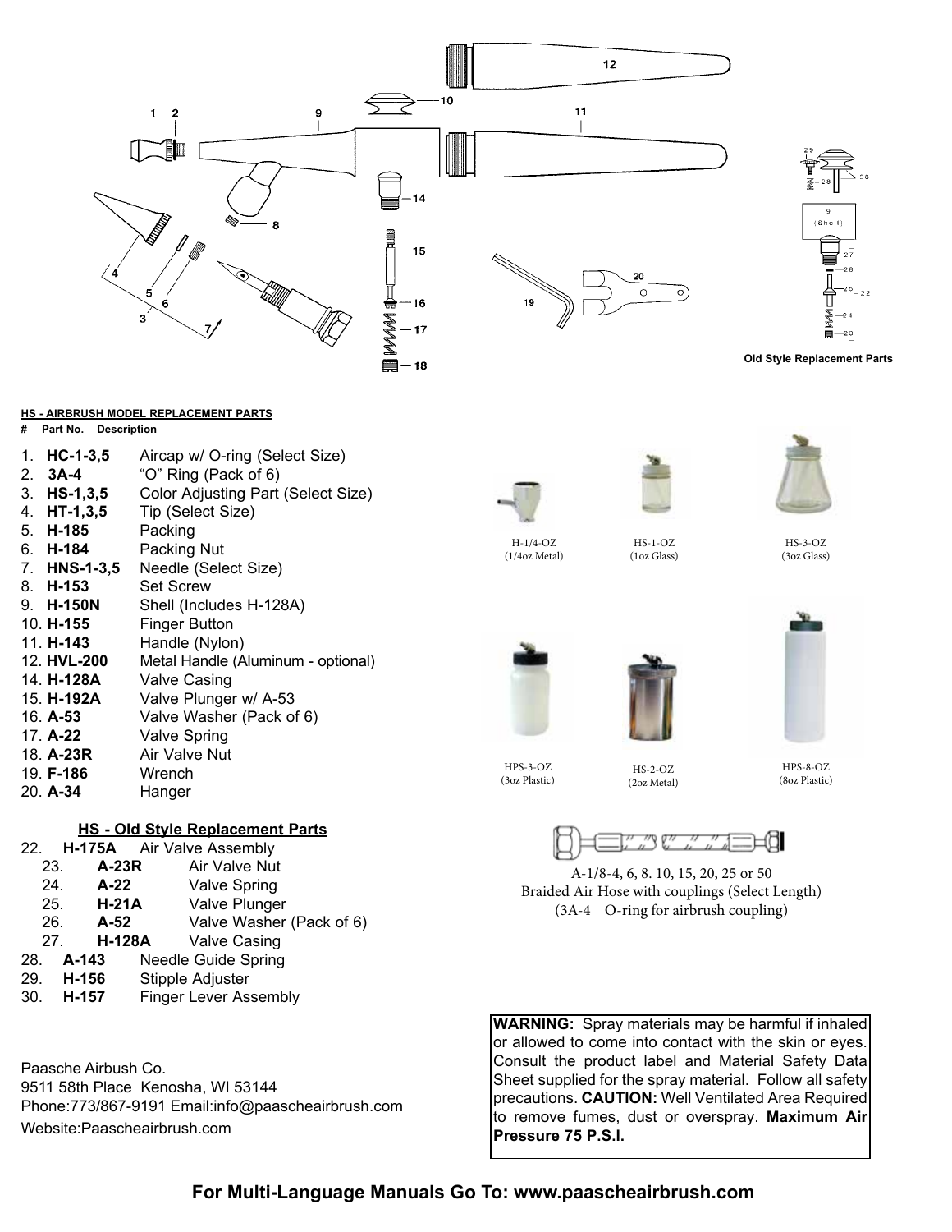Old Style Replacement Parts

**HS - AIRBRUSH MODEL REPLACEMENT PARTS**

| # | Part No. | Description |
|---|---|---|
| 1. | **HC-1-3,5** | Aircap w/ O-ring (Select Size) |
| 2. | **3A-4** | "O" Ring (Pack of 6) |
| 3. | **HS-1,3,5** | Color Adjusting Part (Select Size) |
| 4. | **HT-1,3,5** | Tip (Select Size) |
| 5. | **H-185** | Packing |
| 6. | **H-184** | Packing Nut |
| 7. | **HNS-1-3,5** | Needle (Select Size) |
| 8. | **H-153** | Set Screw |
| 9. | **H-150N** | Shell (Includes H-128A) |
| 10. | **H-155** | Finger Button |
| 11. | **H-143** | Handle (Nylon) |
| 12. | **HVL-200** | Metal Handle (Aluminum - optional) |
| 14. | **H-128A** | Valve Casing |
| 15. | **H-192A** | Valve Plunger w/ A-53 |
| 16. | **A-53** | Valve Washer (Pack of 6) |
| 17. | **A-22** | Valve Spring |
| 18. | **A-23R** | Air Valve Nut |
| 19. | **F-186** | Wrench |
| 20. | **A-34** | Hanger |

**HS - Old Style Replacement Parts**

| # | Part No. | Description |
|---|---|---|
| 22. | **H-175A** | Air Valve Assembly |
| 23. | **A-23R** | Air Valve Nut |
| 24. | **A-22** | Valve Spring |
| 25. | **H-21A** | Valve Plunger |
| 26. | **A-52** | Valve Washer (Pack of 6) |
| 27. | **H-128A** | Valve Casing |
| 28. | **A-143** | Needle Guide Spring |
| 29. | **H-156** | Stipple Adjuster |
| 30. | **H-157** | Finger Lever Assembly |

H-1/4-OZ (1/4oz Metal)

HS-1-OZ (1oz Glass)

HS-3-OZ (3oz Glass)

HPS-3-OZ (3oz Plastic)

HS-2-OZ (2oz Metal)

HPS-8-OZ (8oz Plastic)

A-1/8-4, 6, 8. 10, 15, 20, 25 or 50
Braided Air Hose with couplings (Select Length)
(3A-4 O-ring for airbrush coupling)

Paasche Airbush Co.
9511 58th Place Kenosha, WI 53144
Phone:773/867-9191 Email:info@paascheairbrush.com
Website:Paascheairbrush.com

**WARNING:** Spray materials may be harmful if inhaled or allowed to come into contact with the skin or eyes. Consult the product label and Material Safety Data Sheet supplied for the spray material. Follow all safety precautions. **CAUTION:** Well Ventilated Area Required to remove fumes, dust or overspray. **Maximum Air Pressure 75 P.S.I.**

**For Multi-Language Manuals Go To: www.paascheairbrush.com**